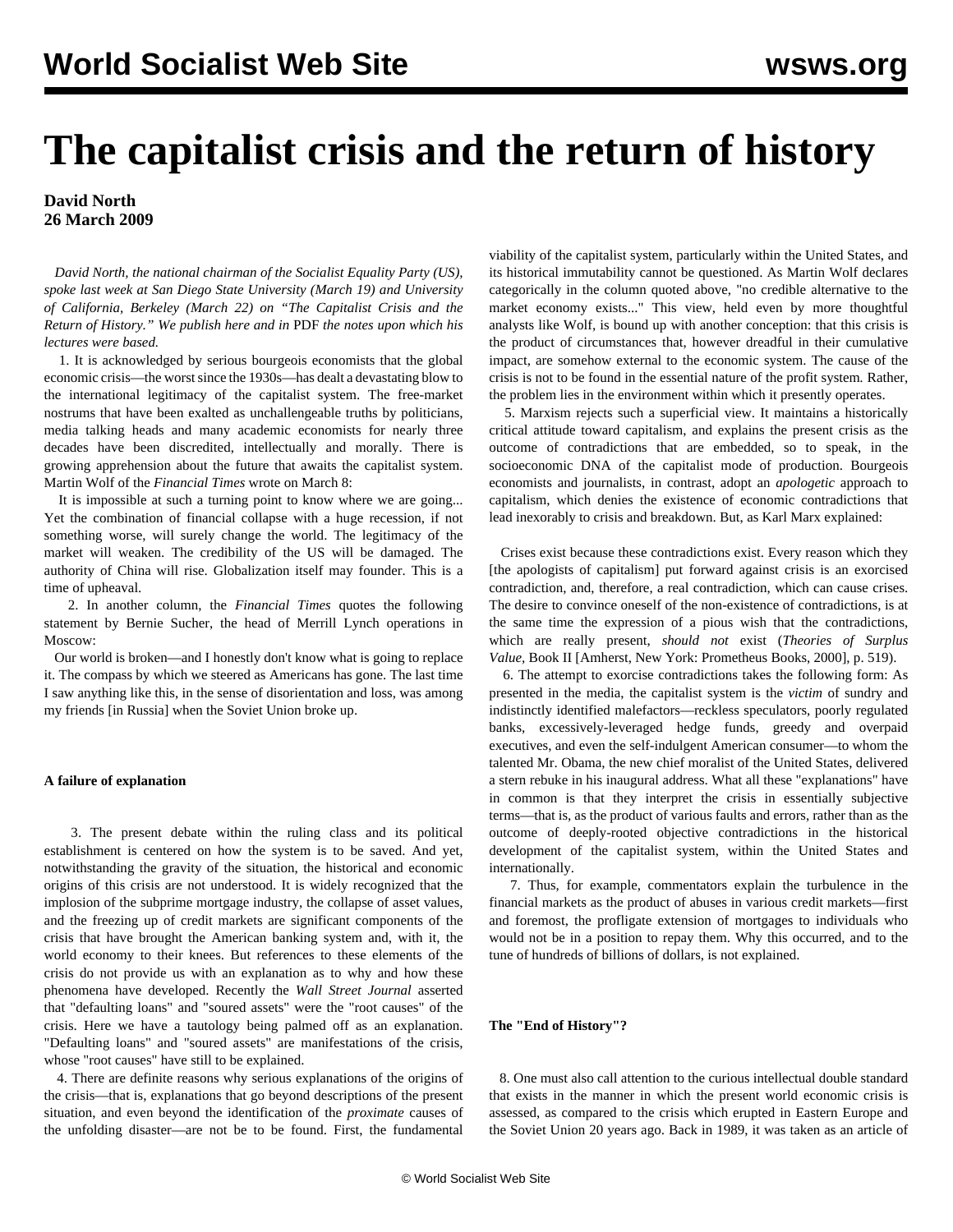# The capitalist crisis and the return of history

**David North**
**26 March 2009**

*David North, the national chairman of the Socialist Equality Party (US), spoke last week at San Diego State University (March 19) and University of California, Berkeley (March 22) on "The Capitalist Crisis and the Return of History." We publish here and in* PDF *the notes upon which his lectures were based.*

1. It is acknowledged by serious bourgeois economists that the global economic crisis—the worst since the 1930s—has dealt a devastating blow to the international legitimacy of the capitalist system. The free-market nostrums that have been exalted as unchallengeable truths by politicians, media talking heads and many academic economists for nearly three decades have been discredited, intellectually and morally. There is growing apprehension about the future that awaits the capitalist system. Martin Wolf of the *Financial Times* wrote on March 8:

It is impossible at such a turning point to know where we are going... Yet the combination of financial collapse with a huge recession, if not something worse, will surely change the world. The legitimacy of the market will weaken. The credibility of the US will be damaged. The authority of China will rise. Globalization itself may founder. This is a time of upheaval.

2. In another column, the *Financial Times* quotes the following statement by Bernie Sucher, the head of Merrill Lynch operations in Moscow:

Our world is broken—and I honestly don't know what is going to replace it. The compass by which we steered as Americans has gone. The last time I saw anything like this, in the sense of disorientation and loss, was among my friends [in Russia] when the Soviet Union broke up.

**A failure of explanation**

3. The present debate within the ruling class and its political establishment is centered on how the system is to be saved. And yet, notwithstanding the gravity of the situation, the historical and economic origins of this crisis are not understood. It is widely recognized that the implosion of the subprime mortgage industry, the collapse of asset values, and the freezing up of credit markets are significant components of the crisis that have brought the American banking system and, with it, the world economy to their knees. But references to these elements of the crisis do not provide us with an explanation as to why and how these phenomena have developed. Recently the *Wall Street Journal* asserted that "defaulting loans" and "soured assets" were the "root causes" of the crisis. Here we have a tautology being palmed off as an explanation. "Defaulting loans" and "soured assets" are manifestations of the crisis, whose "root causes" have still to be explained.

4. There are definite reasons why serious explanations of the origins of the crisis—that is, explanations that go beyond descriptions of the present situation, and even beyond the identification of the *proximate* causes of the unfolding disaster—are not be to be found. First, the fundamental viability of the capitalist system, particularly within the United States, and its historical immutability cannot be questioned. As Martin Wolf declares categorically in the column quoted above, "no credible alternative to the market economy exists..." This view, held even by more thoughtful analysts like Wolf, is bound up with another conception: that this crisis is the product of circumstances that, however dreadful in their cumulative impact, are somehow external to the economic system. The cause of the crisis is not to be found in the essential nature of the profit system. Rather, the problem lies in the environment within which it presently operates.

5. Marxism rejects such a superficial view. It maintains a historically critical attitude toward capitalism, and explains the present crisis as the outcome of contradictions that are embedded, so to speak, in the socioeconomic DNA of the capitalist mode of production. Bourgeois economists and journalists, in contrast, adopt an *apologetic* approach to capitalism, which denies the existence of economic contradictions that lead inexorably to crisis and breakdown. But, as Karl Marx explained:

Crises exist because these contradictions exist. Every reason which they [the apologists of capitalism] put forward against crisis is an exorcised contradiction, and, therefore, a real contradiction, which can cause crises. The desire to convince oneself of the non-existence of contradictions, is at the same time the expression of a pious wish that the contradictions, which are really present, *should not* exist (*Theories of Surplus Value,* Book II [Amherst, New York: Prometheus Books, 2000], p. 519).

6. The attempt to exorcise contradictions takes the following form: As presented in the media, the capitalist system is the *victim* of sundry and indistinctly identified malefactors—reckless speculators, poorly regulated banks, excessively-leveraged hedge funds, greedy and overpaid executives, and even the self-indulgent American consumer—to whom the talented Mr. Obama, the new chief moralist of the United States, delivered a stern rebuke in his inaugural address. What all these "explanations" have in common is that they interpret the crisis in essentially subjective terms—that is, as the product of various faults and errors, rather than as the outcome of deeply-rooted objective contradictions in the historical development of the capitalist system, within the United States and internationally.

7. Thus, for example, commentators explain the turbulence in the financial markets as the product of abuses in various credit markets—first and foremost, the profligate extension of mortgages to individuals who would not be in a position to repay them. Why this occurred, and to the tune of hundreds of billions of dollars, is not explained.

**The "End of History"?**

8. One must also call attention to the curious intellectual double standard that exists in the manner in which the present world economic crisis is assessed, as compared to the crisis which erupted in Eastern Europe and the Soviet Union 20 years ago. Back in 1989, it was taken as an article of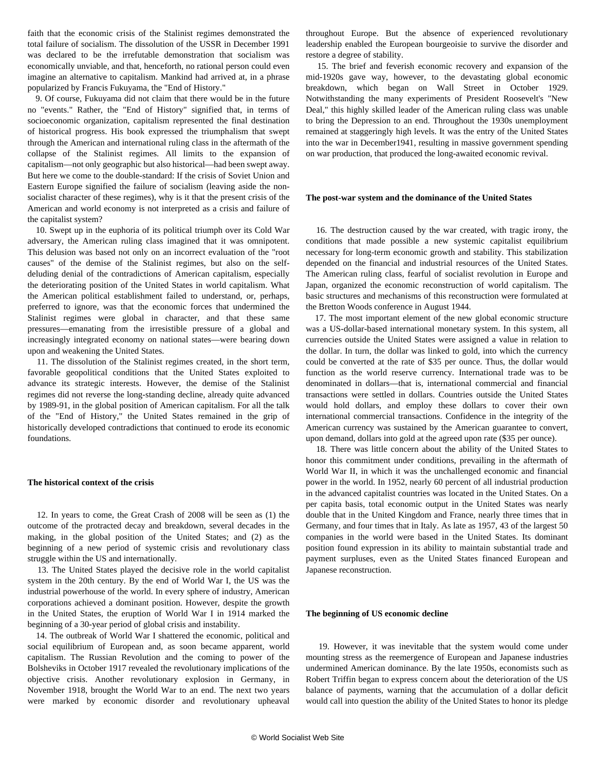faith that the economic crisis of the Stalinist regimes demonstrated the total failure of socialism. The dissolution of the USSR in December 1991 was declared to be the irrefutable demonstration that socialism was economically unviable, and that, henceforth, no rational person could even imagine an alternative to capitalism. Mankind had arrived at, in a phrase popularized by Francis Fukuyama, the "End of History."

9. Of course, Fukuyama did not claim that there would be in the future no "events." Rather, the "End of History" signified that, in terms of socioeconomic organization, capitalism represented the final destination of historical progress. His book expressed the triumphalism that swept through the American and international ruling class in the aftermath of the collapse of the Stalinist regimes. All limits to the expansion of capitalism—not only geographic but also historical—had been swept away. But here we come to the double-standard: If the crisis of Soviet Union and Eastern Europe signified the failure of socialism (leaving aside the non-socialist character of these regimes), why is it that the present crisis of the American and world economy is not interpreted as a crisis and failure of the capitalist system?

10. Swept up in the euphoria of its political triumph over its Cold War adversary, the American ruling class imagined that it was omnipotent. This delusion was based not only on an incorrect evaluation of the "root causes" of the demise of the Stalinist regimes, but also on the self-deluding denial of the contradictions of American capitalism, especially the deteriorating position of the United States in world capitalism. What the American political establishment failed to understand, or, perhaps, preferred to ignore, was that the economic forces that undermined the Stalinist regimes were global in character, and that these same pressures—emanating from the irresistible pressure of a global and increasingly integrated economy on national states—were bearing down upon and weakening the United States.

11. The dissolution of the Stalinist regimes created, in the short term, favorable geopolitical conditions that the United States exploited to advance its strategic interests. However, the demise of the Stalinist regimes did not reverse the long-standing decline, already quite advanced by 1989-91, in the global position of American capitalism. For all the talk of the "End of History," the United States remained in the grip of historically developed contradictions that continued to erode its economic foundations.

### The historical context of the crisis

12. In years to come, the Great Crash of 2008 will be seen as (1) the outcome of the protracted decay and breakdown, several decades in the making, in the global position of the United States; and (2) as the beginning of a new period of systemic crisis and revolutionary class struggle within the US and internationally.

13. The United States played the decisive role in the world capitalist system in the 20th century. By the end of World War I, the US was the industrial powerhouse of the world. In every sphere of industry, American corporations achieved a dominant position. However, despite the growth in the United States, the eruption of World War I in 1914 marked the beginning of a 30-year period of global crisis and instability.

14. The outbreak of World War I shattered the economic, political and social equilibrium of European and, as soon became apparent, world capitalism. The Russian Revolution and the coming to power of the Bolsheviks in October 1917 revealed the revolutionary implications of the objective crisis. Another revolutionary explosion in Germany, in November 1918, brought the World War to an end. The next two years were marked by economic disorder and revolutionary upheaval throughout Europe. But the absence of experienced revolutionary leadership enabled the European bourgeoisie to survive the disorder and restore a degree of stability.

15. The brief and feverish economic recovery and expansion of the mid-1920s gave way, however, to the devastating global economic breakdown, which began on Wall Street in October 1929. Notwithstanding the many experiments of President Roosevelt's "New Deal," this highly skilled leader of the American ruling class was unable to bring the Depression to an end. Throughout the 1930s unemployment remained at staggeringly high levels. It was the entry of the United States into the war in December1941, resulting in massive government spending on war production, that produced the long-awaited economic revival.

### The post-war system and the dominance of the United States

16. The destruction caused by the war created, with tragic irony, the conditions that made possible a new systemic capitalist equilibrium necessary for long-term economic growth and stability. This stabilization depended on the financial and industrial resources of the United States. The American ruling class, fearful of socialist revolution in Europe and Japan, organized the economic reconstruction of world capitalism. The basic structures and mechanisms of this reconstruction were formulated at the Bretton Woods conference in August 1944.

17. The most important element of the new global economic structure was a US-dollar-based international monetary system. In this system, all currencies outside the United States were assigned a value in relation to the dollar. In turn, the dollar was linked to gold, into which the currency could be converted at the rate of $35 per ounce. Thus, the dollar would function as the world reserve currency. International trade was to be denominated in dollars—that is, international commercial and financial transactions were settled in dollars. Countries outside the United States would hold dollars, and employ these dollars to cover their own international commercial transactions. Confidence in the integrity of the American currency was sustained by the American guarantee to convert, upon demand, dollars into gold at the agreed upon rate ($35 per ounce).

18. There was little concern about the ability of the United States to honor this commitment under conditions, prevailing in the aftermath of World War II, in which it was the unchallenged economic and financial power in the world. In 1952, nearly 60 percent of all industrial production in the advanced capitalist countries was located in the United States. On a per capita basis, total economic output in the United States was nearly double that in the United Kingdom and France, nearly three times that in Germany, and four times that in Italy. As late as 1957, 43 of the largest 50 companies in the world were based in the United States. Its dominant position found expression in its ability to maintain substantial trade and payment surpluses, even as the United States financed European and Japanese reconstruction.

### The beginning of US economic decline

19. However, it was inevitable that the system would come under mounting stress as the reemergence of European and Japanese industries undermined American dominance. By the late 1950s, economists such as Robert Triffin began to express concern about the deterioration of the US balance of payments, warning that the accumulation of a dollar deficit would call into question the ability of the United States to honor its pledge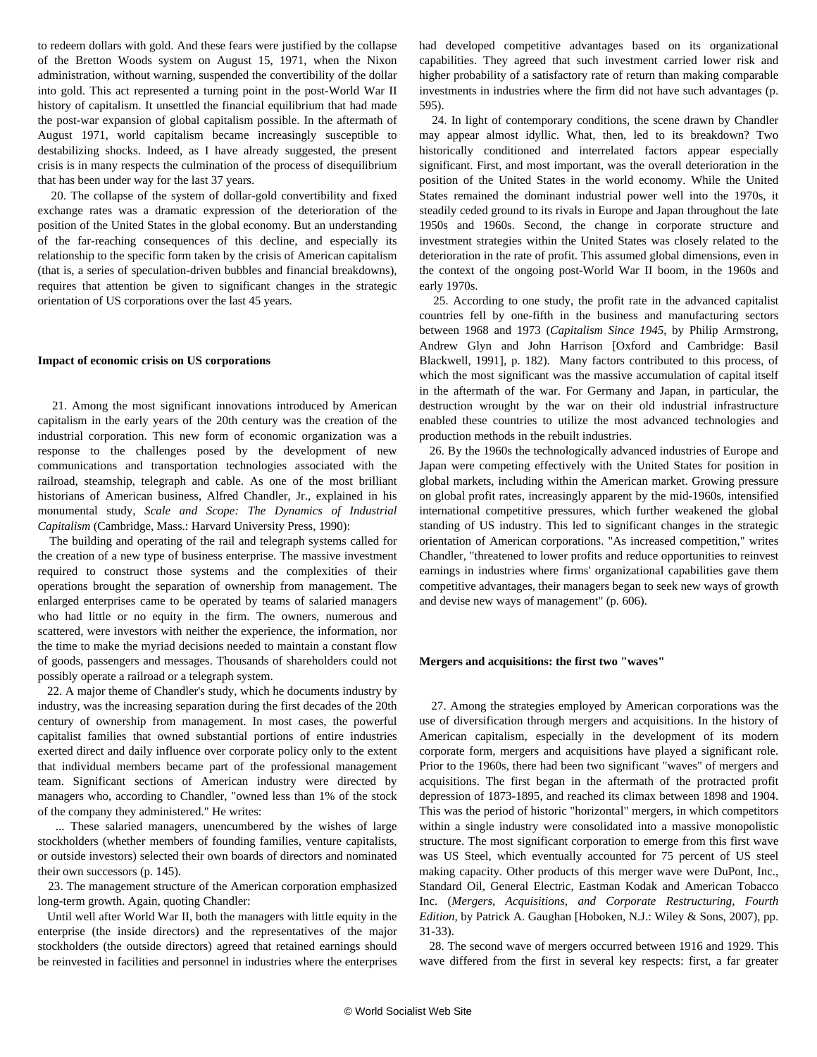to redeem dollars with gold. And these fears were justified by the collapse of the Bretton Woods system on August 15, 1971, when the Nixon administration, without warning, suspended the convertibility of the dollar into gold. This act represented a turning point in the post-World War II history of capitalism. It unsettled the financial equilibrium that had made the post-war expansion of global capitalism possible. In the aftermath of August 1971, world capitalism became increasingly susceptible to destabilizing shocks. Indeed, as I have already suggested, the present crisis is in many respects the culmination of the process of disequilibrium that has been under way for the last 37 years.

20. The collapse of the system of dollar-gold convertibility and fixed exchange rates was a dramatic expression of the deterioration of the position of the United States in the global economy. But an understanding of the far-reaching consequences of this decline, and especially its relationship to the specific form taken by the crisis of American capitalism (that is, a series of speculation-driven bubbles and financial breakdowns), requires that attention be given to significant changes in the strategic orientation of US corporations over the last 45 years.

**Impact of economic crisis on US corporations**

21. Among the most significant innovations introduced by American capitalism in the early years of the 20th century was the creation of the industrial corporation. This new form of economic organization was a response to the challenges posed by the development of new communications and transportation technologies associated with the railroad, steamship, telegraph and cable. As one of the most brilliant historians of American business, Alfred Chandler, Jr., explained in his monumental study, *Scale and Scope: The Dynamics of Industrial Capitalism* (Cambridge, Mass.: Harvard University Press, 1990):

The building and operating of the rail and telegraph systems called for the creation of a new type of business enterprise. The massive investment required to construct those systems and the complexities of their operations brought the separation of ownership from management. The enlarged enterprises came to be operated by teams of salaried managers who had little or no equity in the firm. The owners, numerous and scattered, were investors with neither the experience, the information, nor the time to make the myriad decisions needed to maintain a constant flow of goods, passengers and messages. Thousands of shareholders could not possibly operate a railroad or a telegraph system.

22. A major theme of Chandler's study, which he documents industry by industry, was the increasing separation during the first decades of the 20th century of ownership from management. In most cases, the powerful capitalist families that owned substantial portions of entire industries exerted direct and daily influence over corporate policy only to the extent that individual members became part of the professional management team. Significant sections of American industry were directed by managers who, according to Chandler, "owned less than 1% of the stock of the company they administered." He writes:

... These salaried managers, unencumbered by the wishes of large stockholders (whether members of founding families, venture capitalists, or outside investors) selected their own boards of directors and nominated their own successors (p. 145).

23. The management structure of the American corporation emphasized long-term growth. Again, quoting Chandler:

Until well after World War II, both the managers with little equity in the enterprise (the inside directors) and the representatives of the major stockholders (the outside directors) agreed that retained earnings should be reinvested in facilities and personnel in industries where the enterprises had developed competitive advantages based on its organizational capabilities. They agreed that such investment carried lower risk and higher probability of a satisfactory rate of return than making comparable investments in industries where the firm did not have such advantages (p. 595).

24. In light of contemporary conditions, the scene drawn by Chandler may appear almost idyllic. What, then, led to its breakdown? Two historically conditioned and interrelated factors appear especially significant. First, and most important, was the overall deterioration in the position of the United States in the world economy. While the United States remained the dominant industrial power well into the 1970s, it steadily ceded ground to its rivals in Europe and Japan throughout the late 1950s and 1960s. Second, the change in corporate structure and investment strategies within the United States was closely related to the deterioration in the rate of profit. This assumed global dimensions, even in the context of the ongoing post-World War II boom, in the 1960s and early 1970s.

25. According to one study, the profit rate in the advanced capitalist countries fell by one-fifth in the business and manufacturing sectors between 1968 and 1973 (*Capitalism Since 1945*, by Philip Armstrong, Andrew Glyn and John Harrison [Oxford and Cambridge: Basil Blackwell, 1991], p. 182). Many factors contributed to this process, of which the most significant was the massive accumulation of capital itself in the aftermath of the war. For Germany and Japan, in particular, the destruction wrought by the war on their old industrial infrastructure enabled these countries to utilize the most advanced technologies and production methods in the rebuilt industries.

26. By the 1960s the technologically advanced industries of Europe and Japan were competing effectively with the United States for position in global markets, including within the American market. Growing pressure on global profit rates, increasingly apparent by the mid-1960s, intensified international competitive pressures, which further weakened the global standing of US industry. This led to significant changes in the strategic orientation of American corporations. "As increased competition," writes Chandler, "threatened to lower profits and reduce opportunities to reinvest earnings in industries where firms' organizational capabilities gave them competitive advantages, their managers began to seek new ways of growth and devise new ways of management" (p. 606).

**Mergers and acquisitions: the first two "waves"**

27. Among the strategies employed by American corporations was the use of diversification through mergers and acquisitions. In the history of American capitalism, especially in the development of its modern corporate form, mergers and acquisitions have played a significant role. Prior to the 1960s, there had been two significant "waves" of mergers and acquisitions. The first began in the aftermath of the protracted profit depression of 1873-1895, and reached its climax between 1898 and 1904. This was the period of historic "horizontal" mergers, in which competitors within a single industry were consolidated into a massive monopolistic structure. The most significant corporation to emerge from this first wave was US Steel, which eventually accounted for 75 percent of US steel making capacity. Other products of this merger wave were DuPont, Inc., Standard Oil, General Electric, Eastman Kodak and American Tobacco Inc. (*Mergers, Acquisitions, and Corporate Restructuring, Fourth Edition*, by Patrick A. Gaughan [Hoboken, N.J.: Wiley & Sons, 2007), pp. 31-33).

28. The second wave of mergers occurred between 1916 and 1929. This wave differed from the first in several key respects: first, a far greater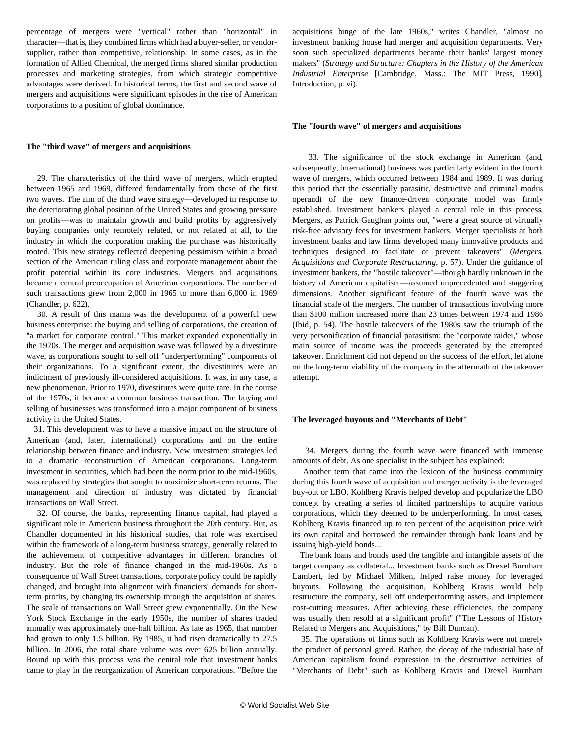percentage of mergers were "vertical" rather than "horizontal" in character—that is, they combined firms which had a buyer-seller, or vendor-supplier, rather than competitive, relationship. In some cases, as in the formation of Allied Chemical, the merged firms shared similar production processes and marketing strategies, from which strategic competitive advantages were derived. In historical terms, the first and second wave of mergers and acquisitions were significant episodes in the rise of American corporations to a position of global dominance.

**The "third wave" of mergers and acquisitions**

29. The characteristics of the third wave of mergers, which erupted between 1965 and 1969, differed fundamentally from those of the first two waves. The aim of the third wave strategy—developed in response to the deteriorating global position of the United States and growing pressure on profits—was to maintain growth and build profits by aggressively buying companies only remotely related, or not related at all, to the industry in which the corporation making the purchase was historically rooted. This new strategy reflected deepening pessimism within a broad section of the American ruling class and corporate management about the profit potential within its core industries. Mergers and acquisitions became a central preoccupation of American corporations. The number of such transactions grew from 2,000 in 1965 to more than 6,000 in 1969 (Chandler, p. 622).

30. A result of this mania was the development of a powerful new business enterprise: the buying and selling of corporations, the creation of "a market for corporate control." This market expanded exponentially in the 1970s. The merger and acquisition wave was followed by a divestiture wave, as corporations sought to sell off "underperforming" components of their organizations. To a significant extent, the divestitures were an indictment of previously ill-considered acquisitions. It was, in any case, a new phenomenon. Prior to 1970, divestitures were quite rare. In the course of the 1970s, it became a common business transaction. The buying and selling of businesses was transformed into a major component of business activity in the United States.

31. This development was to have a massive impact on the structure of American (and, later, international) corporations and on the entire relationship between finance and industry. New investment strategies led to a dramatic reconstruction of American corporations. Long-term investment in securities, which had been the norm prior to the mid-1960s, was replaced by strategies that sought to maximize short-term returns. The management and direction of industry was dictated by financial transactions on Wall Street.

32. Of course, the banks, representing finance capital, had played a significant role in American business throughout the 20th century. But, as Chandler documented in his historical studies, that role was exercised within the framework of a long-term business strategy, generally related to the achievement of competitive advantages in different branches of industry. But the role of finance changed in the mid-1960s. As a consequence of Wall Street transactions, corporate policy could be rapidly changed, and brought into alignment with financiers' demands for short-term profits, by changing its ownership through the acquisition of shares. The scale of transactions on Wall Street grew exponentially. On the New York Stock Exchange in the early 1950s, the number of shares traded annually was approximately one-half billion. As late as 1965, that number had grown to only 1.5 billion. By 1985, it had risen dramatically to 27.5 billion. In 2006, the total share volume was over 625 billion annually. Bound up with this process was the central role that investment banks came to play in the reorganization of American corporations. "Before the acquisitions binge of the late 1960s," writes Chandler, "almost no investment banking house had merger and acquisition departments. Very soon such specialized departments became their banks' largest money makers" (*Strategy and Structure: Chapters in the History of the American Industrial Enterprise* [Cambridge, Mass.: The MIT Press, 1990], Introduction, p. vi).

**The "fourth wave" of mergers and acquisitions**

33. The significance of the stock exchange in American (and, subsequently, international) business was particularly evident in the fourth wave of mergers, which occurred between 1984 and 1989. It was during this period that the essentially parasitic, destructive and criminal modus operandi of the new finance-driven corporate model was firmly established. Investment bankers played a central role in this process. Mergers, as Patrick Gaughan points out, "were a great source of virtually risk-free advisory fees for investment bankers. Merger specialists at both investment banks and law firms developed many innovative products and techniques designed to facilitate or prevent takeovers" (*Mergers, Acquisitions and Corporate Restructuring*, p. 57). Under the guidance of investment bankers, the "hostile takeover"—though hardly unknown in the history of American capitalism—assumed unprecedented and staggering dimensions. Another significant feature of the fourth wave was the financial scale of the mergers. The number of transactions involving more than $100 million increased more than 23 times between 1974 and 1986 (Ibid, p. 54). The hostile takeovers of the 1980s saw the triumph of the very personification of financial parasitism: the "corporate raider," whose main source of income was the proceeds generated by the attempted takeover. Enrichment did not depend on the success of the effort, let alone on the long-term viability of the company in the aftermath of the takeover attempt.

**The leveraged buyouts and "Merchants of Debt"**

34. Mergers during the fourth wave were financed with immense amounts of debt. As one specialist in the subject has explained:

Another term that came into the lexicon of the business community during this fourth wave of acquisition and merger activity is the leveraged buy-out or LBO. Kohlberg Kravis helped develop and popularize the LBO concept by creating a series of limited partnerships to acquire various corporations, which they deemed to be underperforming. In most cases, Kohlberg Kravis financed up to ten percent of the acquisition price with its own capital and borrowed the remainder through bank loans and by issuing high-yield bonds...

The bank loans and bonds used the tangible and intangible assets of the target company as collateral... Investment banks such as Drexel Burnham Lambert, led by Michael Milken, helped raise money for leveraged buyouts. Following the acquisition, Kohlberg Kravis would help restructure the company, sell off underperforming assets, and implement cost-cutting measures. After achieving these efficiencies, the company was usually then resold at a significant profit" ("The Lessons of History Related to Mergers and Acquisitions," by Bill Duncan).

35. The operations of firms such as Kohlberg Kravis were not merely the product of personal greed. Rather, the decay of the industrial base of American capitalism found expression in the destructive activities of "Merchants of Debt" such as Kohlberg Kravis and Drexel Burnham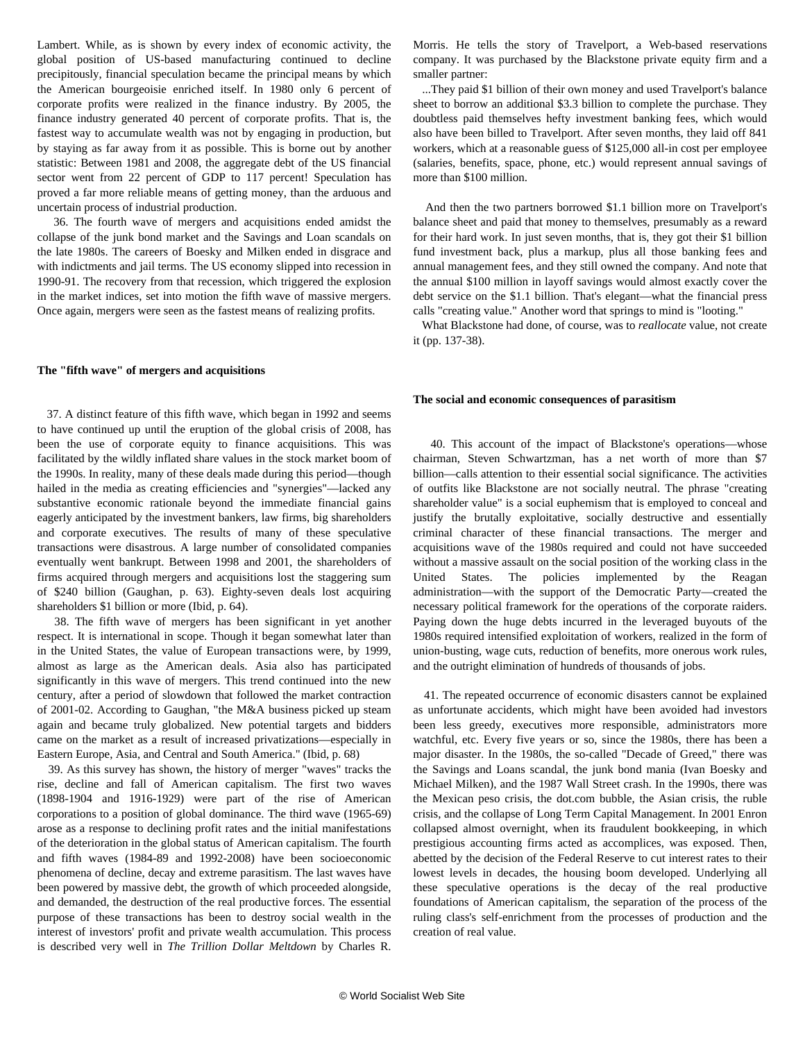Lambert. While, as is shown by every index of economic activity, the global position of US-based manufacturing continued to decline precipitously, financial speculation became the principal means by which the American bourgeoisie enriched itself. In 1980 only 6 percent of corporate profits were realized in the finance industry. By 2005, the finance industry generated 40 percent of corporate profits. That is, the fastest way to accumulate wealth was not by engaging in production, but by staying as far away from it as possible. This is borne out by another statistic: Between 1981 and 2008, the aggregate debt of the US financial sector went from 22 percent of GDP to 117 percent! Speculation has proved a far more reliable means of getting money, than the arduous and uncertain process of industrial production.

36. The fourth wave of mergers and acquisitions ended amidst the collapse of the junk bond market and the Savings and Loan scandals on the late 1980s. The careers of Boesky and Milken ended in disgrace and with indictments and jail terms. The US economy slipped into recession in 1990-91. The recovery from that recession, which triggered the explosion in the market indices, set into motion the fifth wave of massive mergers. Once again, mergers were seen as the fastest means of realizing profits.

**The "fifth wave" of mergers and acquisitions**

37. A distinct feature of this fifth wave, which began in 1992 and seems to have continued up until the eruption of the global crisis of 2008, has been the use of corporate equity to finance acquisitions. This was facilitated by the wildly inflated share values in the stock market boom of the 1990s. In reality, many of these deals made during this period—though hailed in the media as creating efficiencies and "synergies"—lacked any substantive economic rationale beyond the immediate financial gains eagerly anticipated by the investment bankers, law firms, big shareholders and corporate executives. The results of many of these speculative transactions were disastrous. A large number of consolidated companies eventually went bankrupt. Between 1998 and 2001, the shareholders of firms acquired through mergers and acquisitions lost the staggering sum of $240 billion (Gaughan, p. 63). Eighty-seven deals lost acquiring shareholders $1 billion or more (Ibid, p. 64).

38. The fifth wave of mergers has been significant in yet another respect. It is international in scope. Though it began somewhat later than in the United States, the value of European transactions were, by 1999, almost as large as the American deals. Asia also has participated significantly in this wave of mergers. This trend continued into the new century, after a period of slowdown that followed the market contraction of 2001-02. According to Gaughan, "the M&A business picked up steam again and became truly globalized. New potential targets and bidders came on the market as a result of increased privatizations—especially in Eastern Europe, Asia, and Central and South America." (Ibid, p. 68)

39. As this survey has shown, the history of merger "waves" tracks the rise, decline and fall of American capitalism. The first two waves (1898-1904 and 1916-1929) were part of the rise of American corporations to a position of global dominance. The third wave (1965-69) arose as a response to declining profit rates and the initial manifestations of the deterioration in the global status of American capitalism. The fourth and fifth waves (1984-89 and 1992-2008) have been socioeconomic phenomena of decline, decay and extreme parasitism. The last waves have been powered by massive debt, the growth of which proceeded alongside, and demanded, the destruction of the real productive forces. The essential purpose of these transactions has been to destroy social wealth in the interest of investors' profit and private wealth accumulation. This process is described very well in *The Trillion Dollar Meltdown* by Charles R. Morris. He tells the story of Travelport, a Web-based reservations company. It was purchased by the Blackstone private equity firm and a smaller partner:

> ...They paid $1 billion of their own money and used Travelport's balance sheet to borrow an additional $3.3 billion to complete the purchase. They doubtless paid themselves hefty investment banking fees, which would also have been billed to Travelport. After seven months, they laid off 841 workers, which at a reasonable guess of $125,000 all-in cost per employee (salaries, benefits, space, phone, etc.) would represent annual savings of more than $100 million.
>
> And then the two partners borrowed $1.1 billion more on Travelport's balance sheet and paid that money to themselves, presumably as a reward for their hard work. In just seven months, that is, they got their $1 billion fund investment back, plus a markup, plus all those banking fees and annual management fees, and they still owned the company. And note that the annual $100 million in layoff savings would almost exactly cover the debt service on the $1.1 billion. That's elegant—what the financial press calls "creating value." Another word that springs to mind is "looting."
>
> What Blackstone had done, of course, was to *reallocate* value, not create it (pp. 137-38).

**The social and economic consequences of parasitism**

40. This account of the impact of Blackstone's operations—whose chairman, Steven Schwartzman, has a net worth of more than $7 billion—calls attention to their essential social significance. The activities of outfits like Blackstone are not socially neutral. The phrase "creating shareholder value" is a social euphemism that is employed to conceal and justify the brutally exploitative, socially destructive and essentially criminal character of these financial transactions. The merger and acquisitions wave of the 1980s required and could not have succeeded without a massive assault on the social position of the working class in the United States. The policies implemented by the Reagan administration—with the support of the Democratic Party—created the necessary political framework for the operations of the corporate raiders. Paying down the huge debts incurred in the leveraged buyouts of the 1980s required intensified exploitation of workers, realized in the form of union-busting, wage cuts, reduction of benefits, more onerous work rules, and the outright elimination of hundreds of thousands of jobs.

41. The repeated occurrence of economic disasters cannot be explained as unfortunate accidents, which might have been avoided had investors been less greedy, executives more responsible, administrators more watchful, etc. Every five years or so, since the 1980s, there has been a major disaster. In the 1980s, the so-called "Decade of Greed," there was the Savings and Loans scandal, the junk bond mania (Ivan Boesky and Michael Milken), and the 1987 Wall Street crash. In the 1990s, there was the Mexican peso crisis, the dot.com bubble, the Asian crisis, the ruble crisis, and the collapse of Long Term Capital Management. In 2001 Enron collapsed almost overnight, when its fraudulent bookkeeping, in which prestigious accounting firms acted as accomplices, was exposed. Then, abetted by the decision of the Federal Reserve to cut interest rates to their lowest levels in decades, the housing boom developed. Underlying all these speculative operations is the decay of the real productive foundations of American capitalism, the separation of the process of the ruling class's self-enrichment from the processes of production and the creation of real value.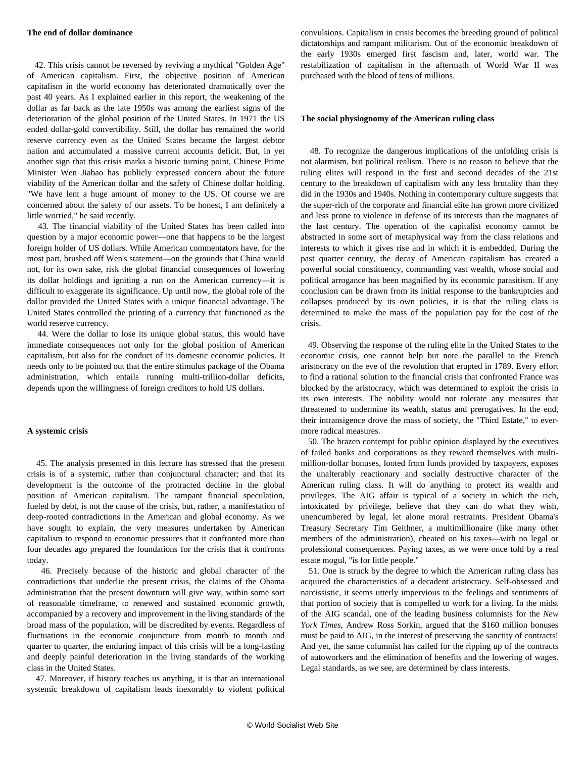**The end of dollar dominance**

42. This crisis cannot be reversed by reviving a mythical "Golden Age" of American capitalism. First, the objective position of American capitalism in the world economy has deteriorated dramatically over the past 40 years. As I explained earlier in this report, the weakening of the dollar as far back as the late 1950s was among the earliest signs of the deterioration of the global position of the United States. In 1971 the US ended dollar-gold convertibility. Still, the dollar has remained the world reserve currency even as the United States became the largest debtor nation and accumulated a massive current accounts deficit. But, in yet another sign that this crisis marks a historic turning point, Chinese Prime Minister Wen Jiabao has publicly expressed concern about the future viability of the American dollar and the safety of Chinese dollar holding. "We have lent a huge amount of money to the US. Of course we are concerned about the safety of our assets. To be honest, I am definitely a little worried," he said recently.

43. The financial viability of the United States has been called into question by a major economic power—one that happens to be the largest foreign holder of US dollars. While American commentators have, for the most part, brushed off Wen's statement—on the grounds that China would not, for its own sake, risk the global financial consequences of lowering its dollar holdings and igniting a run on the American currency—it is difficult to exaggerate its significance. Up until now, the global role of the dollar provided the United States with a unique financial advantage. The United States controlled the printing of a currency that functioned as the world reserve currency.

44. Were the dollar to lose its unique global status, this would have immediate consequences not only for the global position of American capitalism, but also for the conduct of its domestic economic policies. It needs only to be pointed out that the entire stimulus package of the Obama administration, which entails running multi-trillion-dollar deficits, depends upon the willingness of foreign creditors to hold US dollars.

**A systemic crisis**

45. The analysis presented in this lecture has stressed that the present crisis is of a systemic, rather than conjunctural character; and that its development is the outcome of the protracted decline in the global position of American capitalism. The rampant financial speculation, fueled by debt, is not the cause of the crisis, but, rather, a manifestation of deep-rooted contradictions in the American and global economy. As we have sought to explain, the very measures undertaken by American capitalism to respond to economic pressures that it confronted more than four decades ago prepared the foundations for the crisis that it confronts today.

46. Precisely because of the historic and global character of the contradictions that underlie the present crisis, the claims of the Obama administration that the present downturn will give way, within some sort of reasonable timeframe, to renewed and sustained economic growth, accompanied by a recovery and improvement in the living standards of the broad mass of the population, will be discredited by events. Regardless of fluctuations in the economic conjuncture from month to month and quarter to quarter, the enduring impact of this crisis will be a long-lasting and deeply painful deterioration in the living standards of the working class in the United States.

47. Moreover, if history teaches us anything, it is that an international systemic breakdown of capitalism leads inexorably to violent political convulsions. Capitalism in crisis becomes the breeding ground of political dictatorships and rampant militarism. Out of the economic breakdown of the early 1930s emerged first fascism and, later, world war. The restabilization of capitalism in the aftermath of World War II was purchased with the blood of tens of millions.

**The social physiognomy of the American ruling class**

48. To recognize the dangerous implications of the unfolding crisis is not alarmism, but political realism. There is no reason to believe that the ruling elites will respond in the first and second decades of the 21st century to the breakdown of capitalism with any less brutality than they did in the 1930s and 1940s. Nothing in contemporary culture suggests that the super-rich of the corporate and financial elite has grown more civilized and less prone to violence in defense of its interests than the magnates of the last century. The operation of the capitalist economy cannot be abstracted in some sort of metaphysical way from the class relations and interests to which it gives rise and in which it is embedded. During the past quarter century, the decay of American capitalism has created a powerful social constituency, commanding vast wealth, whose social and political arrogance has been magnified by its economic parasitism. If any conclusion can be drawn from its initial response to the bankruptcies and collapses produced by its own policies, it is that the ruling class is determined to make the mass of the population pay for the cost of the crisis.

49. Observing the response of the ruling elite in the United States to the economic crisis, one cannot help but note the parallel to the French aristocracy on the eve of the revolution that erupted in 1789. Every effort to find a rational solution to the financial crisis that confronted France was blocked by the aristocracy, which was determined to exploit the crisis in its own interests. The nobility would not tolerate any measures that threatened to undermine its wealth, status and prerogatives. In the end, their intransigence drove the mass of society, the "Third Estate," to ever-more radical measures.

50. The brazen contempt for public opinion displayed by the executives of failed banks and corporations as they reward themselves with multi-million-dollar bonuses, looted from funds provided by taxpayers, exposes the unalterably reactionary and socially destructive character of the American ruling class. It will do anything to protect its wealth and privileges. The AIG affair is typical of a society in which the rich, intoxicated by privilege, believe that they can do what they wish, unencumbered by legal, let alone moral restraints. President Obama's Treasury Secretary Tim Geithner, a multimillionaire (like many other members of the administration), cheated on his taxes—with no legal or professional consequences. Paying taxes, as we were once told by a real estate mogul, "is for little people."

51. One is struck by the degree to which the American ruling class has acquired the characteristics of a decadent aristocracy. Self-obsessed and narcissistic, it seems utterly impervious to the feelings and sentiments of that portion of society that is compelled to work for a living. In the midst of the AIG scandal, one of the leading business columnists for the *New York Times*, Andrew Ross Sorkin, argued that the $160 million bonuses must be paid to AIG, in the interest of preserving the sanctity of contracts! And yet, the same columnist has called for the ripping up of the contracts of autoworkers and the elimination of benefits and the lowering of wages. Legal standards, as we see, are determined by class interests.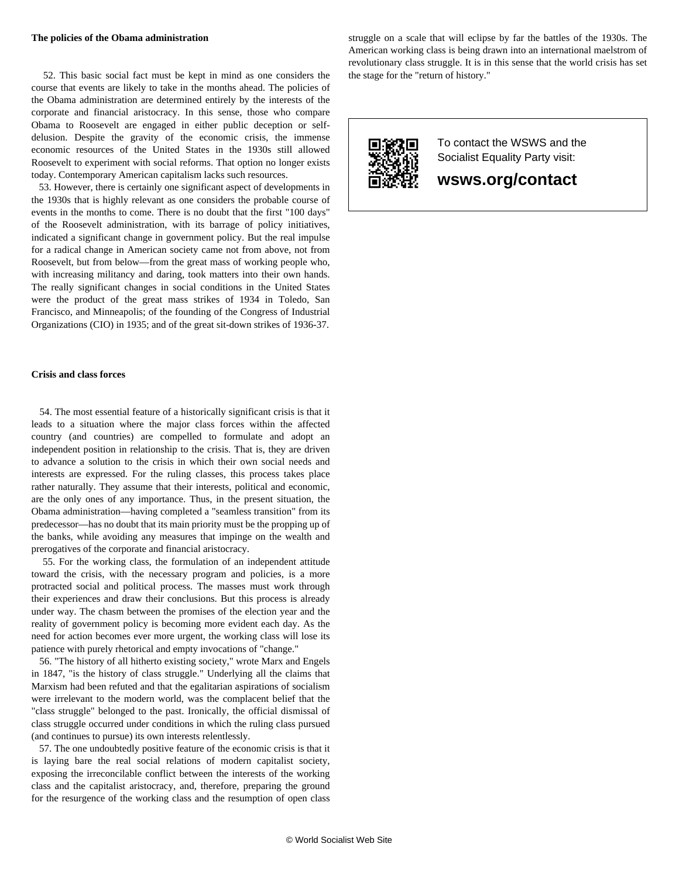**The policies of the Obama administration**

52. This basic social fact must be kept in mind as one considers the course that events are likely to take in the months ahead. The policies of the Obama administration are determined entirely by the interests of the corporate and financial aristocracy. In this sense, those who compare Obama to Roosevelt are engaged in either public deception or self-delusion. Despite the gravity of the economic crisis, the immense economic resources of the United States in the 1930s still allowed Roosevelt to experiment with social reforms. That option no longer exists today. Contemporary American capitalism lacks such resources.

53. However, there is certainly one significant aspect of developments in the 1930s that is highly relevant as one considers the probable course of events in the months to come. There is no doubt that the first "100 days" of the Roosevelt administration, with its barrage of policy initiatives, indicated a significant change in government policy. But the real impulse for a radical change in American society came not from above, not from Roosevelt, but from below—from the great mass of working people who, with increasing militancy and daring, took matters into their own hands. The really significant changes in social conditions in the United States were the product of the great mass strikes of 1934 in Toledo, San Francisco, and Minneapolis; of the founding of the Congress of Industrial Organizations (CIO) in 1935; and of the great sit-down strikes of 1936-37.

**Crisis and class forces**

54. The most essential feature of a historically significant crisis is that it leads to a situation where the major class forces within the affected country (and countries) are compelled to formulate and adopt an independent position in relationship to the crisis. That is, they are driven to advance a solution to the crisis in which their own social needs and interests are expressed. For the ruling classes, this process takes place rather naturally. They assume that their interests, political and economic, are the only ones of any importance. Thus, in the present situation, the Obama administration—having completed a "seamless transition" from its predecessor—has no doubt that its main priority must be the propping up of the banks, while avoiding any measures that impinge on the wealth and prerogatives of the corporate and financial aristocracy.

55. For the working class, the formulation of an independent attitude toward the crisis, with the necessary program and policies, is a more protracted social and political process. The masses must work through their experiences and draw their conclusions. But this process is already under way. The chasm between the promises of the election year and the reality of government policy is becoming more evident each day. As the need for action becomes ever more urgent, the working class will lose its patience with purely rhetorical and empty invocations of "change."

56. "The history of all hitherto existing society," wrote Marx and Engels in 1847, "is the history of class struggle." Underlying all the claims that Marxism had been refuted and that the egalitarian aspirations of socialism were irrelevant to the modern world, was the complacent belief that the "class struggle" belonged to the past. Ironically, the official dismissal of class struggle occurred under conditions in which the ruling class pursued (and continues to pursue) its own interests relentlessly.

57. The one undoubtedly positive feature of the economic crisis is that it is laying bare the real social relations of modern capitalist society, exposing the irreconcilable conflict between the interests of the working class and the capitalist aristocracy, and, therefore, preparing the ground for the resurgence of the working class and the resumption of open class struggle on a scale that will eclipse by far the battles of the 1930s. The American working class is being drawn into an international maelstrom of revolutionary class struggle. It is in this sense that the world crisis has set the stage for the "return of history."

To contact the WSWS and the Socialist Equality Party visit:

**wsws.org/contact**